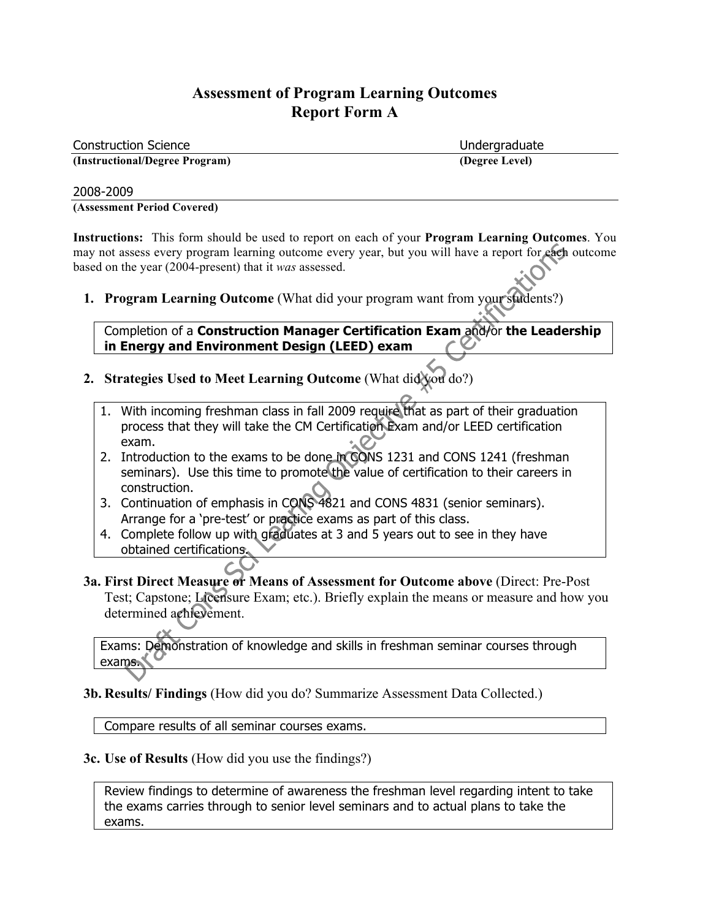# Assessment of Program Learning Outcomes
# Report Form A

Construction Science — **(Instructional/Degree Program)**

Undergraduate — **(Degree Level)**

2008-2009 — **(Assessment Period Covered)**

**Instructions:** This form should be used to report on each of your **Program Learning Outcomes**. You may not assess every program learning outcome every year, but you will have a report for each outcome based on the year (2004-present) that it *was* assessed.

1. **Program Learning Outcome** (What did your program want from your students?)

Completion of a **Construction Manager Certification Exam** and/or **the Leadership in Energy and Environment Design (LEED) exam**

2. **Strategies Used to Meet Learning Outcome** (What did you do?)

   1. With incoming freshman class in fall 2009 require that as part of their graduation process that they will take the CM Certification Exam and/or LEED certification exam.
   2. Introduction to the exams to be done in CONS 1231 and CONS 1241 (freshman seminars). Use this time to promote the value of certification to their careers in construction.
   3. Continuation of emphasis in CONS 4821 and CONS 4831 (senior seminars). Arrange for a 'pre-test' or practice exams as part of this class.
   4. Complete follow up with graduates at 3 and 5 years out to see in they have obtained certifications.

**3a. First Direct Measure or Means of Assessment for Outcome above** (Direct: Pre-Post Test; Capstone; Licensure Exam; etc.). Briefly explain the means or measure and how you determined achievement.

Exams: Demonstration of knowledge and skills in freshman seminar courses through exams.

**3b. Results/ Findings** (How did you do? Summarize Assessment Data Collected.)

Compare results of all seminar courses exams.

**3c. Use of Results** (How did you use the findings?)

Review findings to determine of awareness the freshman level regarding intent to take the exams carries through to senior level seminars and to actual plans to take the exams.

Draft Cons Sci Learning Objective #5 Certifications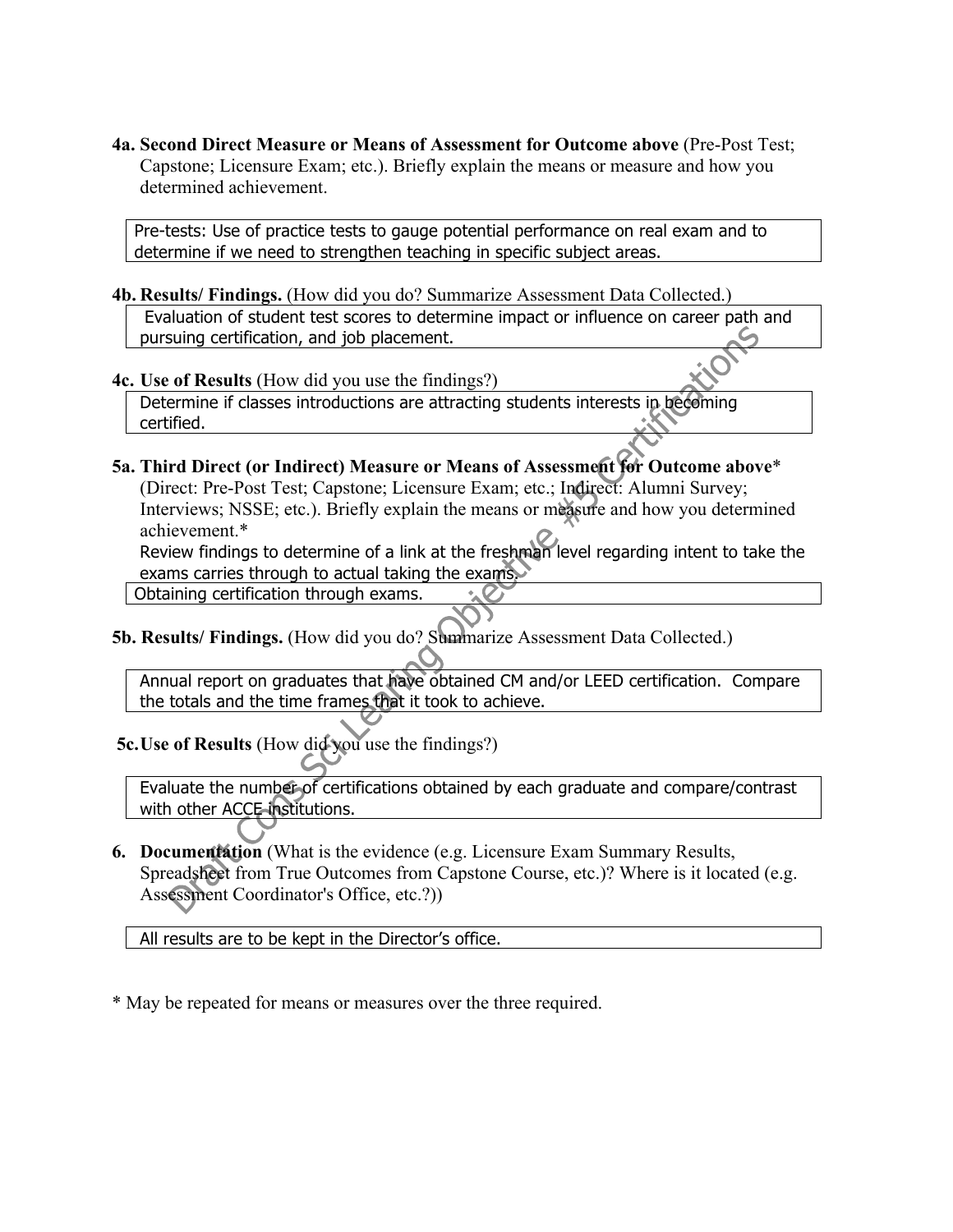**4a. Second Direct Measure or Means of Assessment for Outcome above** (Pre-Post Test; Capstone; Licensure Exam; etc.). Briefly explain the means or measure and how you determined achievement.

Pre-tests: Use of practice tests to gauge potential performance on real exam and to determine if we need to strengthen teaching in specific subject areas.

**4b. Results/ Findings.** (How did you do? Summarize Assessment Data Collected.)

Evaluation of student test scores to determine impact or influence on career path and pursuing certification, and job placement.

**4c. Use of Results** (How did you use the findings?)

Determine if classes introductions are attracting students interests in becoming certified.

**5a. Third Direct (or Indirect) Measure or Means of Assessment for Outcome above*** (Direct: Pre-Post Test; Capstone; Licensure Exam; etc.; Indirect: Alumni Survey; Interviews; NSSE; etc.). Briefly explain the means or measure and how you determined achievement.*

Review findings to determine of a link at the freshman level regarding intent to take the exams carries through to actual taking the exams.

Obtaining certification through exams.

**5b. Results/ Findings.** (How did you do? Summarize Assessment Data Collected.)

Annual report on graduates that have obtained CM and/or LEED certification. Compare the totals and the time frames that it took to achieve.

**5c. Use of Results** (How did you use the findings?)

Evaluate the number of certifications obtained by each graduate and compare/contrast with other ACCE institutions.

**6. Documentation** (What is the evidence (e.g. Licensure Exam Summary Results, Spreadsheet from True Outcomes from Capstone Course, etc.)? Where is it located (e.g. Assessment Coordinator's Office, etc.?))

All results are to be kept in the Director's office.

* May be repeated for means or measures over the three required.

Draft Cons Sci Learning Objective #5 Certifications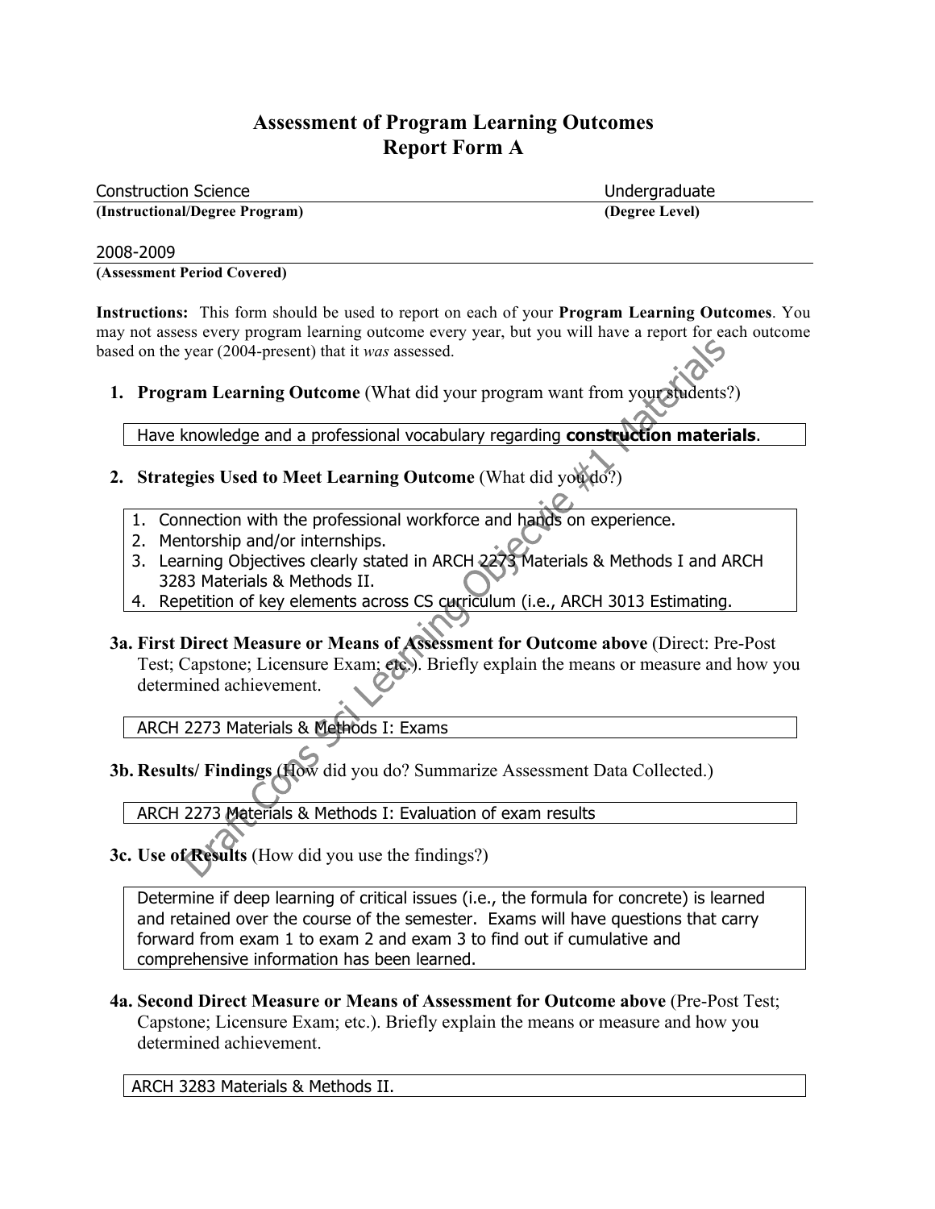# Assessment of Program Learning Outcomes
# Report Form A

Construction Science | Undergraduate
**(Instructional/Degree Program)** | **(Degree Level)**

2008-2009
**(Assessment Period Covered)**

**Instructions:** This form should be used to report on each of your **Program Learning Outcomes**. You may not assess every program learning outcome every year, but you will have a report for each outcome based on the year (2004-present) that it *was* assessed.

1. **Program Learning Outcome** (What did your program want from your students?)

Have knowledge and a professional vocabulary regarding **construction materials**.

2. **Strategies Used to Meet Learning Outcome** (What did you do?)

1. Connection with the professional workforce and hands on experience.
2. Mentorship and/or internships.
3. Learning Objectives clearly stated in ARCH 2273 Materials & Methods I and ARCH 3283 Materials & Methods II.
4. Repetition of key elements across CS curriculum (i.e., ARCH 3013 Estimating.

**3a. First Direct Measure or Means of Assessment for Outcome above** (Direct: Pre-Post Test; Capstone; Licensure Exam; etc.). Briefly explain the means or measure and how you determined achievement.

ARCH 2273 Materials & Methods I: Exams

**3b. Results/ Findings** (How did you do? Summarize Assessment Data Collected.)

ARCH 2273 Materials & Methods I: Evaluation of exam results

**3c. Use of Results** (How did you use the findings?)

Determine if deep learning of critical issues (i.e., the formula for concrete) is learned and retained over the course of the semester. Exams will have questions that carry forward from exam 1 to exam 2 and exam 3 to find out if cumulative and comprehensive information has been learned.

**4a. Second Direct Measure or Means of Assessment for Outcome above** (Pre-Post Test; Capstone; Licensure Exam; etc.). Briefly explain the means or measure and how you determined achievement.

ARCH 3283 Materials & Methods II.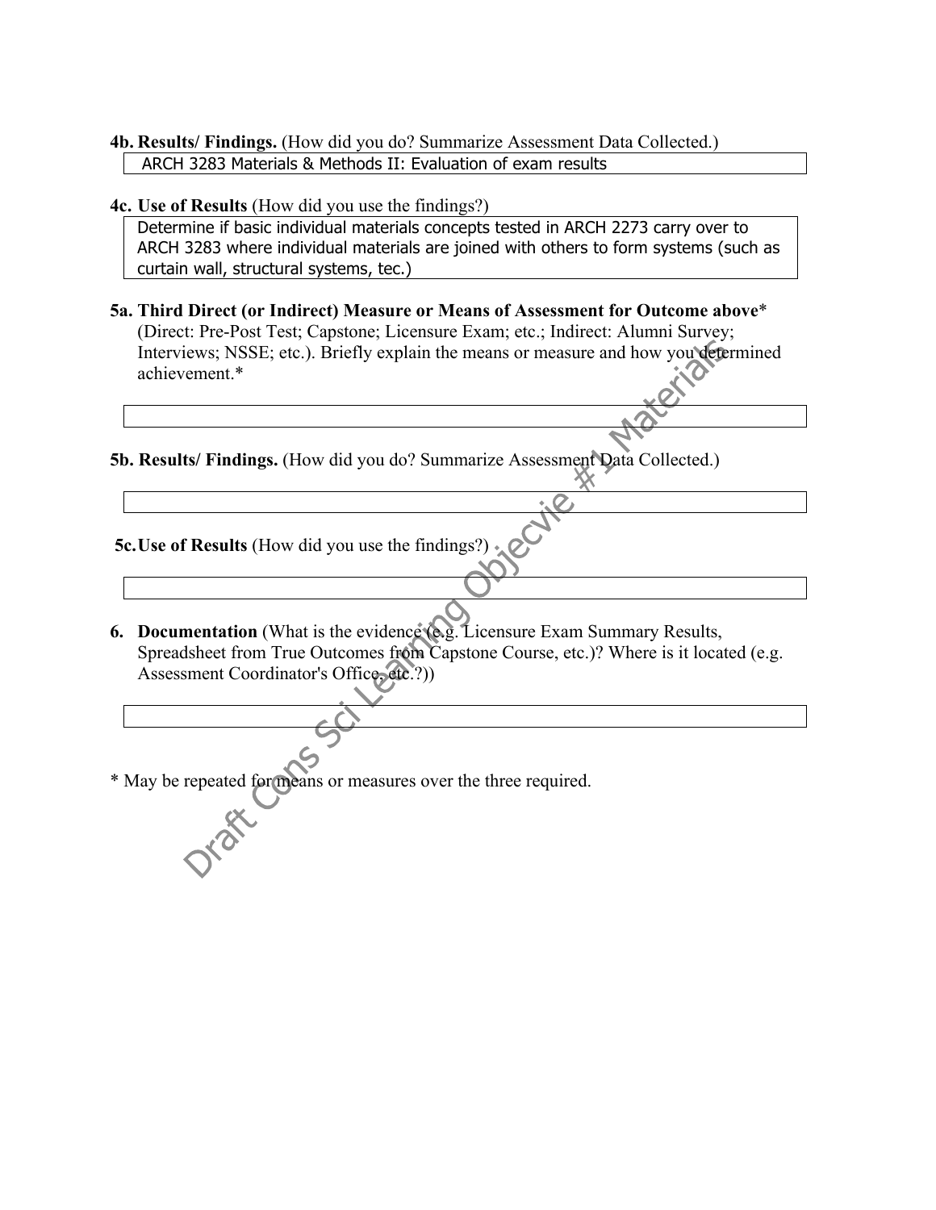**4b. Results/ Findings.** (How did you do? Summarize Assessment Data Collected.)

ARCH 3283 Materials & Methods II: Evaluation of exam results

**4c. Use of Results** (How did you use the findings?)

Determine if basic individual materials concepts tested in ARCH 2273 carry over to ARCH 3283 where individual materials are joined with others to form systems (such as curtain wall, structural systems, tec.)

**5a. Third Direct (or Indirect) Measure or Means of Assessment for Outcome above*** (Direct: Pre-Post Test; Capstone; Licensure Exam; etc.; Indirect: Alumni Survey; Interviews; NSSE; etc.). Briefly explain the means or measure and how you determined achievement.*

**5b. Results/ Findings.** (How did you do? Summarize Assessment Data Collected.)

**5c. Use of Results** (How did you use the findings?)

**6. Documentation** (What is the evidence (e.g. Licensure Exam Summary Results, Spreadsheet from True Outcomes from Capstone Course, etc.)? Where is it located (e.g. Assessment Coordinator's Office, etc.?))

* May be repeated for means or measures over the three required.

Draft Cons Sci Learning Objecvie #1 Materials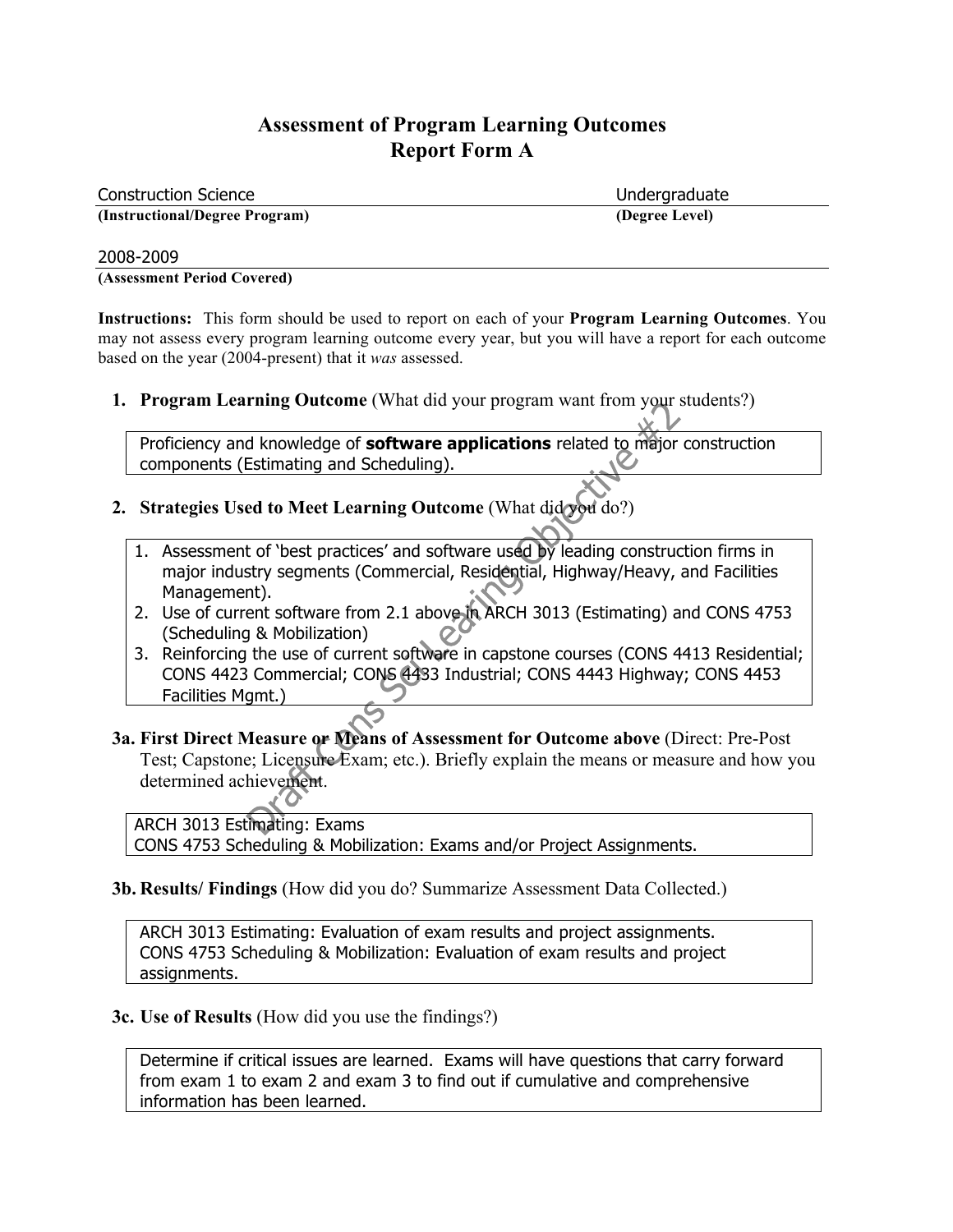# Assessment of Program Learning Outcomes
# Report Form A

Construction Science — **(Instructional/Degree Program)**

Undergraduate — **(Degree Level)**

2008-2009 — **(Assessment Period Covered)**

**Instructions:** This form should be used to report on each of your **Program Learning Outcomes**. You may not assess every program learning outcome every year, but you will have a report for each outcome based on the year (2004-present) that it *was* assessed.

1. **Program Learning Outcome** (What did your program want from your students?)

Proficiency and knowledge of **software applications** related to major construction components (Estimating and Scheduling).

2. **Strategies Used to Meet Learning Outcome** (What did you do?)

1. Assessment of 'best practices' and software used by leading construction firms in major industry segments (Commercial, Residential, Highway/Heavy, and Facilities Management).
2. Use of current software from 2.1 above in ARCH 3013 (Estimating) and CONS 4753 (Scheduling & Mobilization)
3. Reinforcing the use of current software in capstone courses (CONS 4413 Residential; CONS 4423 Commercial; CONS 4433 Industrial; CONS 4443 Highway; CONS 4453 Facilities Mgmt.)

**3a. First Direct Measure or Means of Assessment for Outcome above** (Direct: Pre-Post Test; Capstone; Licensure Exam; etc.). Briefly explain the means or measure and how you determined achievement.

ARCH 3013 Estimating: Exams
CONS 4753 Scheduling & Mobilization: Exams and/or Project Assignments.

**3b. Results/ Findings** (How did you do? Summarize Assessment Data Collected.)

ARCH 3013 Estimating: Evaluation of exam results and project assignments.
CONS 4753 Scheduling & Mobilization: Evaluation of exam results and project assignments.

**3c. Use of Results** (How did you use the findings?)

Determine if critical issues are learned. Exams will have questions that carry forward from exam 1 to exam 2 and exam 3 to find out if cumulative and comprehensive information has been learned.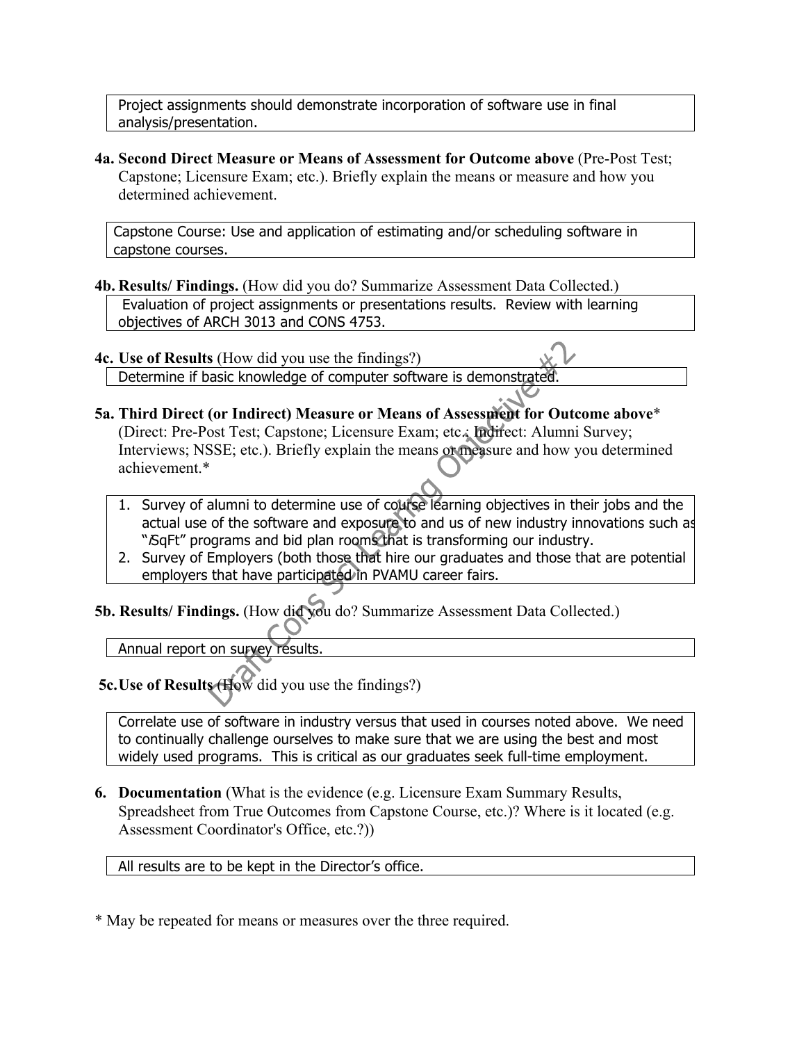Project assignments should demonstrate incorporation of software use in final analysis/presentation.

**4a. Second Direct Measure or Means of Assessment for Outcome above** (Pre-Post Test; Capstone; Licensure Exam; etc.). Briefly explain the means or measure and how you determined achievement.

Capstone Course: Use and application of estimating and/or scheduling software in capstone courses.

**4b. Results/ Findings.** (How did you do? Summarize Assessment Data Collected.)

Evaluation of project assignments or presentations results. Review with learning objectives of ARCH 3013 and CONS 4753.

**4c. Use of Results** (How did you use the findings?)

Determine if basic knowledge of computer software is demonstrated.

**5a. Third Direct (or Indirect) Measure or Means of Assessment for Outcome above*** (Direct: Pre-Post Test; Capstone; Licensure Exam; etc.; Indirect: Alumni Survey; Interviews; NSSE; etc.). Briefly explain the means or measure and how you determined achievement.*

1. Survey of alumni to determine use of course learning objectives in their jobs and the actual use of the software and exposure to and us of new industry innovations such as "/SqFt" programs and bid plan rooms that is transforming our industry.
2. Survey of Employers (both those that hire our graduates and those that are potential employers that have participated in PVAMU career fairs.

**5b. Results/ Findings.** (How did you do? Summarize Assessment Data Collected.)

Annual report on survey results.

**5c. Use of Results** (How did you use the findings?)

Correlate use of software in industry versus that used in courses noted above. We need to continually challenge ourselves to make sure that we are using the best and most widely used programs. This is critical as our graduates seek full-time employment.

**6. Documentation** (What is the evidence (e.g. Licensure Exam Summary Results, Spreadsheet from True Outcomes from Capstone Course, etc.)? Where is it located (e.g. Assessment Coordinator's Office, etc.?))

All results are to be kept in the Director's office.

* May be repeated for means or measures over the three required.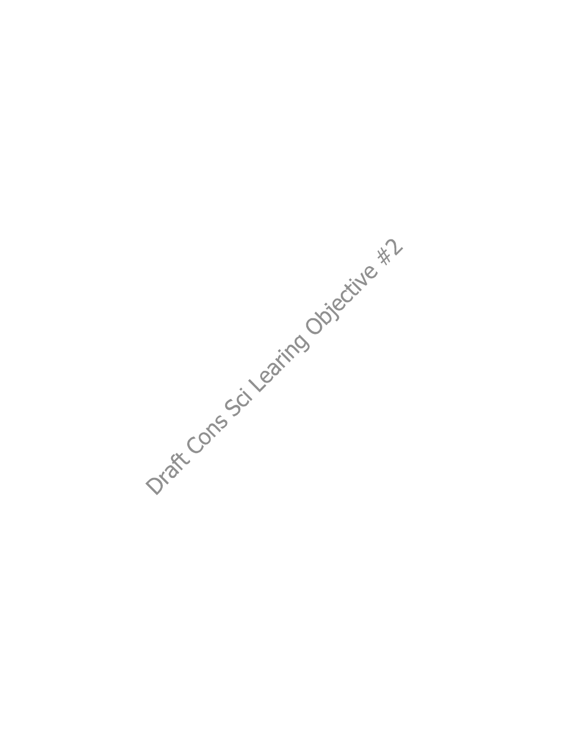Draft Cons Sci Learing Objective #2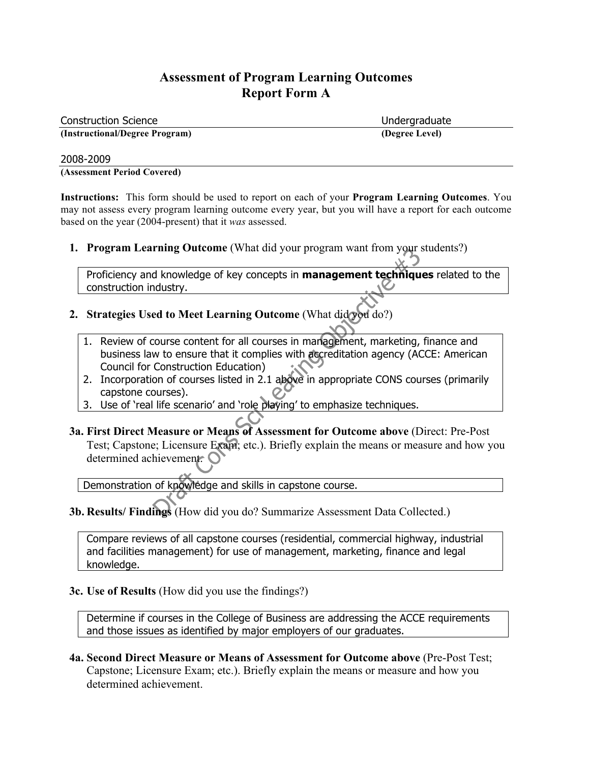# Assessment of Program Learning Outcomes
# Report Form A

Construction Science — Undergraduate

**(Instructional/Degree Program)** — **(Degree Level)**

2008-2009

**(Assessment Period Covered)**

**Instructions:** This form should be used to report on each of your **Program Learning Outcomes**. You may not assess every program learning outcome every year, but you will have a report for each outcome based on the year (2004-present) that it *was* assessed.

1. **Program Learning Outcome** (What did your program want from your students?)

Proficiency and knowledge of key concepts in **management techniques** related to the construction industry.

2. **Strategies Used to Meet Learning Outcome** (What did you do?)

1. Review of course content for all courses in management, marketing, finance and business law to ensure that it complies with accreditation agency (ACCE: American Council for Construction Education)
2. Incorporation of courses listed in 2.1 above in appropriate CONS courses (primarily capstone courses).
3. Use of 'real life scenario' and 'role playing' to emphasize techniques.

**3a. First Direct Measure or Means of Assessment for Outcome above** (Direct: Pre-Post Test; Capstone; Licensure Exam; etc.). Briefly explain the means or measure and how you determined achievement.

Demonstration of knowledge and skills in capstone course.

**3b. Results/ Findings** (How did you do? Summarize Assessment Data Collected.)

Compare reviews of all capstone courses (residential, commercial highway, industrial and facilities management) for use of management, marketing, finance and legal knowledge.

**3c. Use of Results** (How did you use the findings?)

Determine if courses in the College of Business are addressing the ACCE requirements and those issues as identified by major employers of our graduates.

**4a. Second Direct Measure or Means of Assessment for Outcome above** (Pre-Post Test; Capstone; Licensure Exam; etc.). Briefly explain the means or measure and how you determined achievement.

Draft Cons Sci Learing Objective #3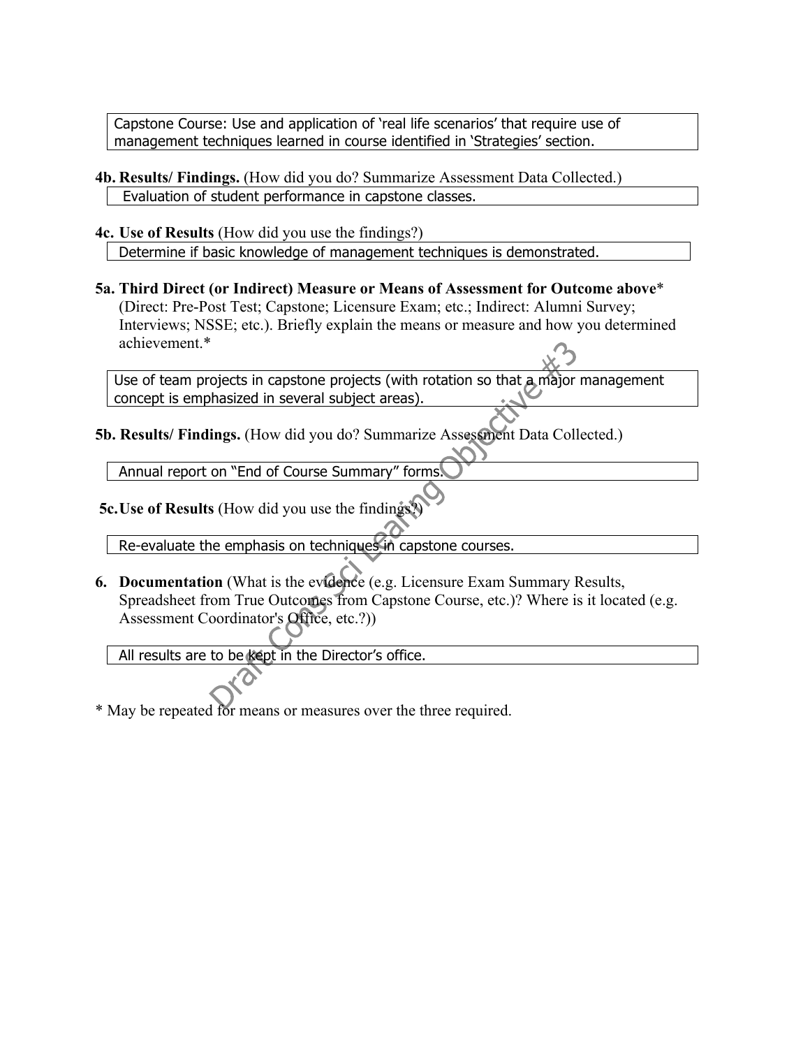Capstone Course: Use and application of 'real life scenarios' that require use of management techniques learned in course identified in 'Strategies' section.

**4b. Results/ Findings.** (How did you do? Summarize Assessment Data Collected.)

Evaluation of student performance in capstone classes.

**4c. Use of Results** (How did you use the findings?)

Determine if basic knowledge of management techniques is demonstrated.

**5a. Third Direct (or Indirect) Measure or Means of Assessment for Outcome above*** (Direct: Pre-Post Test; Capstone; Licensure Exam; etc.; Indirect: Alumni Survey; Interviews; NSSE; etc.). Briefly explain the means or measure and how you determined achievement.*

Use of team projects in capstone projects (with rotation so that a major management concept is emphasized in several subject areas).

**5b. Results/ Findings.** (How did you do? Summarize Assessment Data Collected.)

Annual report on "End of Course Summary" forms.

**5c. Use of Results** (How did you use the findings?)

Re-evaluate the emphasis on techniques in capstone courses.

**6. Documentation** (What is the evidence (e.g. Licensure Exam Summary Results, Spreadsheet from True Outcomes from Capstone Course, etc.)? Where is it located (e.g. Assessment Coordinator's Office, etc.?))

All results are to be kept in the Director's office.

* May be repeated for means or measures over the three required.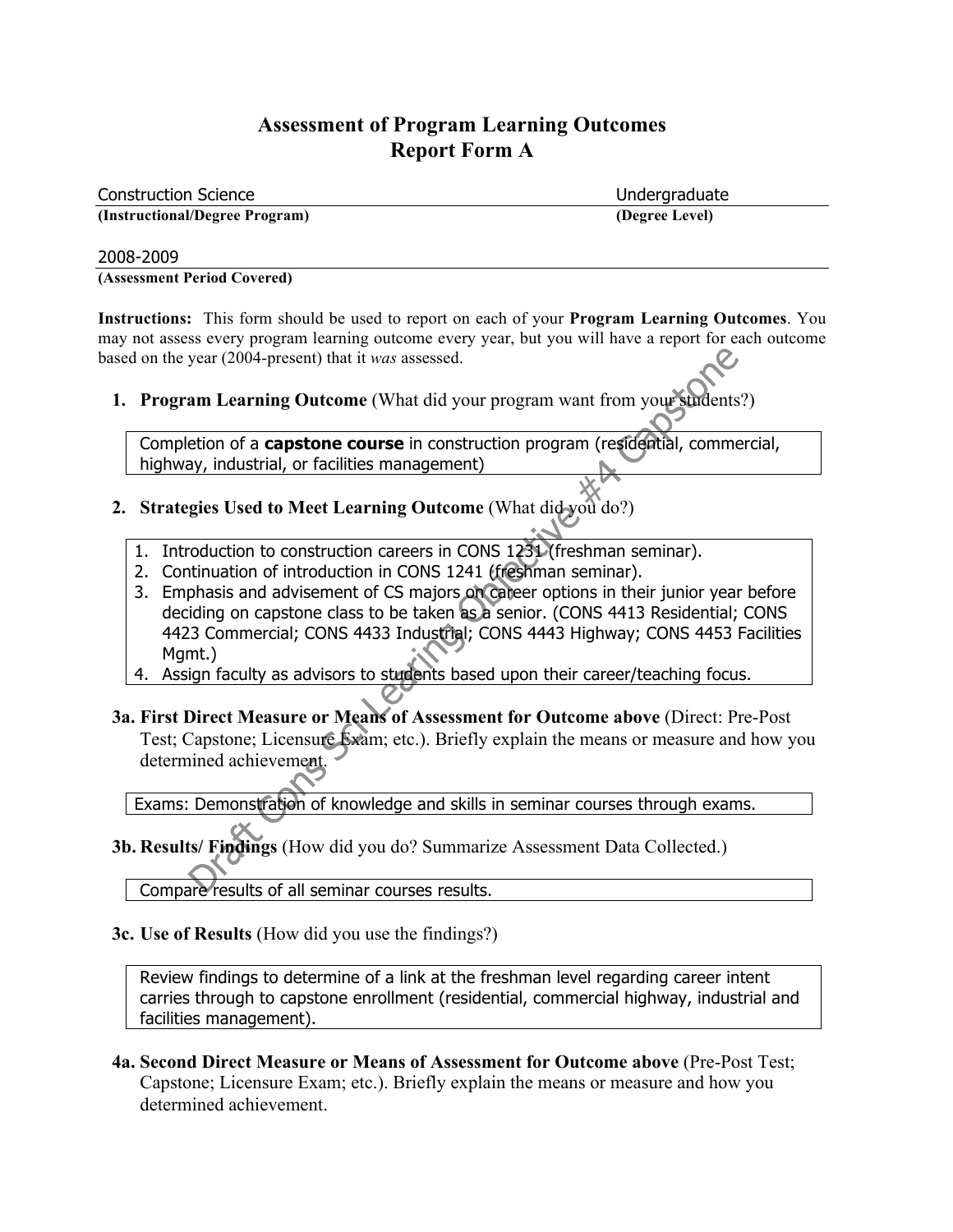# Assessment of Program Learning Outcomes
# Report Form A

Construction Science — Undergraduate
**(Instructional/Degree Program)** — **(Degree Level)**

2008-2009
**(Assessment Period Covered)**

**Instructions:** This form should be used to report on each of your **Program Learning Outcomes**. You may not assess every program learning outcome every year, but you will have a report for each outcome based on the year (2004-present) that it *was* assessed.

1. **Program Learning Outcome** (What did your program want from your students?)

Completion of a **capstone course** in construction program (residential, commercial, highway, industrial, or facilities management)

2. **Strategies Used to Meet Learning Outcome** (What did you do?)

1. Introduction to construction careers in CONS 1231 (freshman seminar).
2. Continuation of introduction in CONS 1241 (freshman seminar).
3. Emphasis and advisement of CS majors on career options in their junior year before deciding on capstone class to be taken as a senior. (CONS 4413 Residential; CONS 4423 Commercial; CONS 4433 Industrial; CONS 4443 Highway; CONS 4453 Facilities Mgmt.)
4. Assign faculty as advisors to students based upon their career/teaching focus.

**3a. First Direct Measure or Means of Assessment for Outcome above** (Direct: Pre-Post Test; Capstone; Licensure Exam; etc.). Briefly explain the means or measure and how you determined achievement.

Exams: Demonstration of knowledge and skills in seminar courses through exams.

**3b. Results/ Findings** (How did you do? Summarize Assessment Data Collected.)

Compare results of all seminar courses results.

**3c. Use of Results** (How did you use the findings?)

Review findings to determine of a link at the freshman level regarding career intent carries through to capstone enrollment (residential, commercial highway, industrial and facilities management).

**4a. Second Direct Measure or Means of Assessment for Outcome above** (Pre-Post Test; Capstone; Licensure Exam; etc.). Briefly explain the means or measure and how you determined achievement.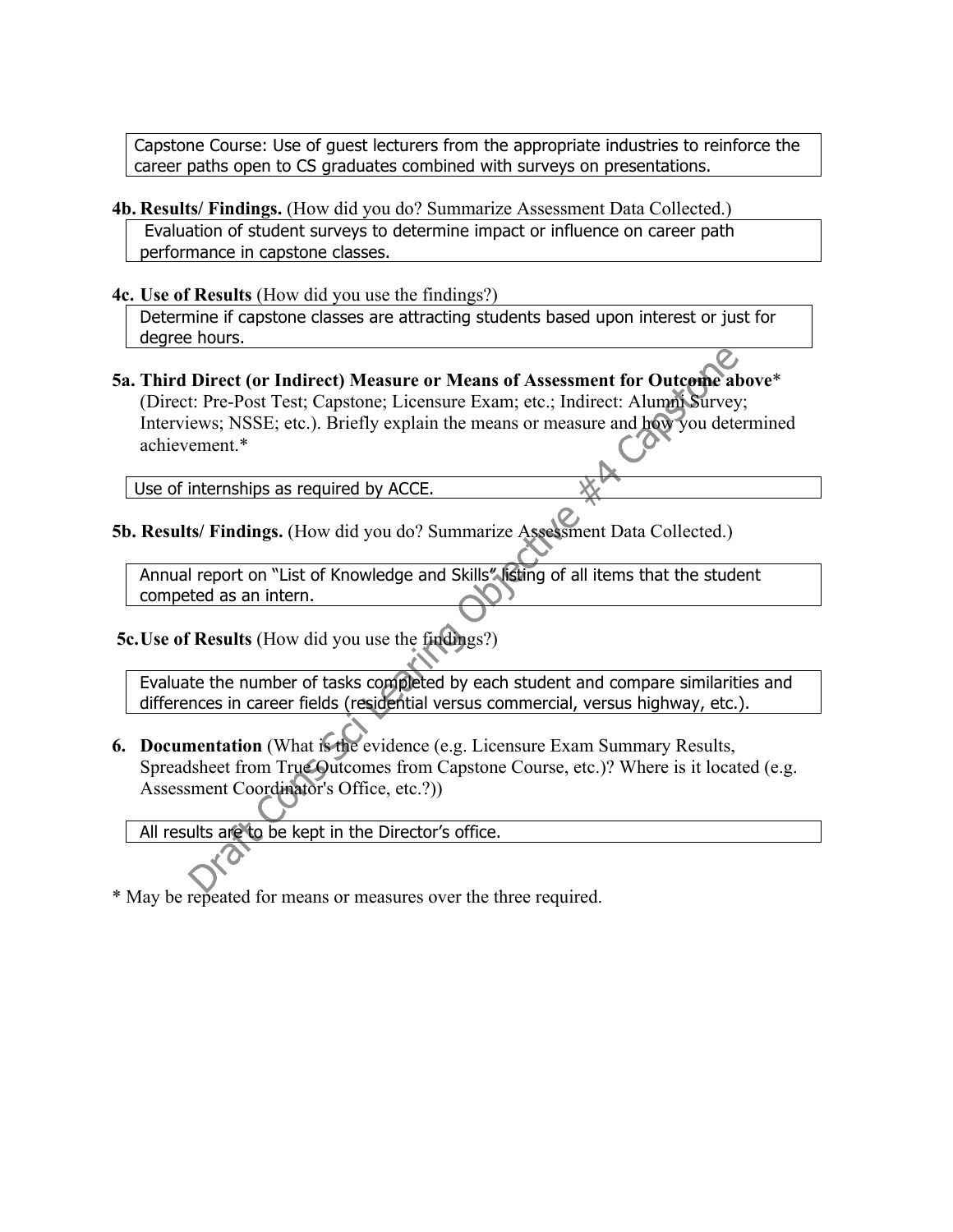Capstone Course: Use of guest lecturers from the appropriate industries to reinforce the career paths open to CS graduates combined with surveys on presentations.

**4b. Results/ Findings.** (How did you do? Summarize Assessment Data Collected.)

Evaluation of student surveys to determine impact or influence on career path performance in capstone classes.

**4c. Use of Results** (How did you use the findings?)

Determine if capstone classes are attracting students based upon interest or just for degree hours.

**5a. Third Direct (or Indirect) Measure or Means of Assessment for Outcome above*** (Direct: Pre-Post Test; Capstone; Licensure Exam; etc.; Indirect: Alumni Survey; Interviews; NSSE; etc.). Briefly explain the means or measure and how you determined achievement.*

Use of internships as required by ACCE.

**5b. Results/ Findings.** (How did you do? Summarize Assessment Data Collected.)

Annual report on "List of Knowledge and Skills" listing of all items that the student competed as an intern.

**5c. Use of Results** (How did you use the findings?)

Evaluate the number of tasks completed by each student and compare similarities and differences in career fields (residential versus commercial, versus highway, etc.).

**6. Documentation** (What is the evidence (e.g. Licensure Exam Summary Results, Spreadsheet from True Outcomes from Capstone Course, etc.)? Where is it located (e.g. Assessment Coordinator's Office, etc.?))

All results are to be kept in the Director's office.

* May be repeated for means or measures over the three required.

Draft Cons Sci Learing Objective #4 Capstone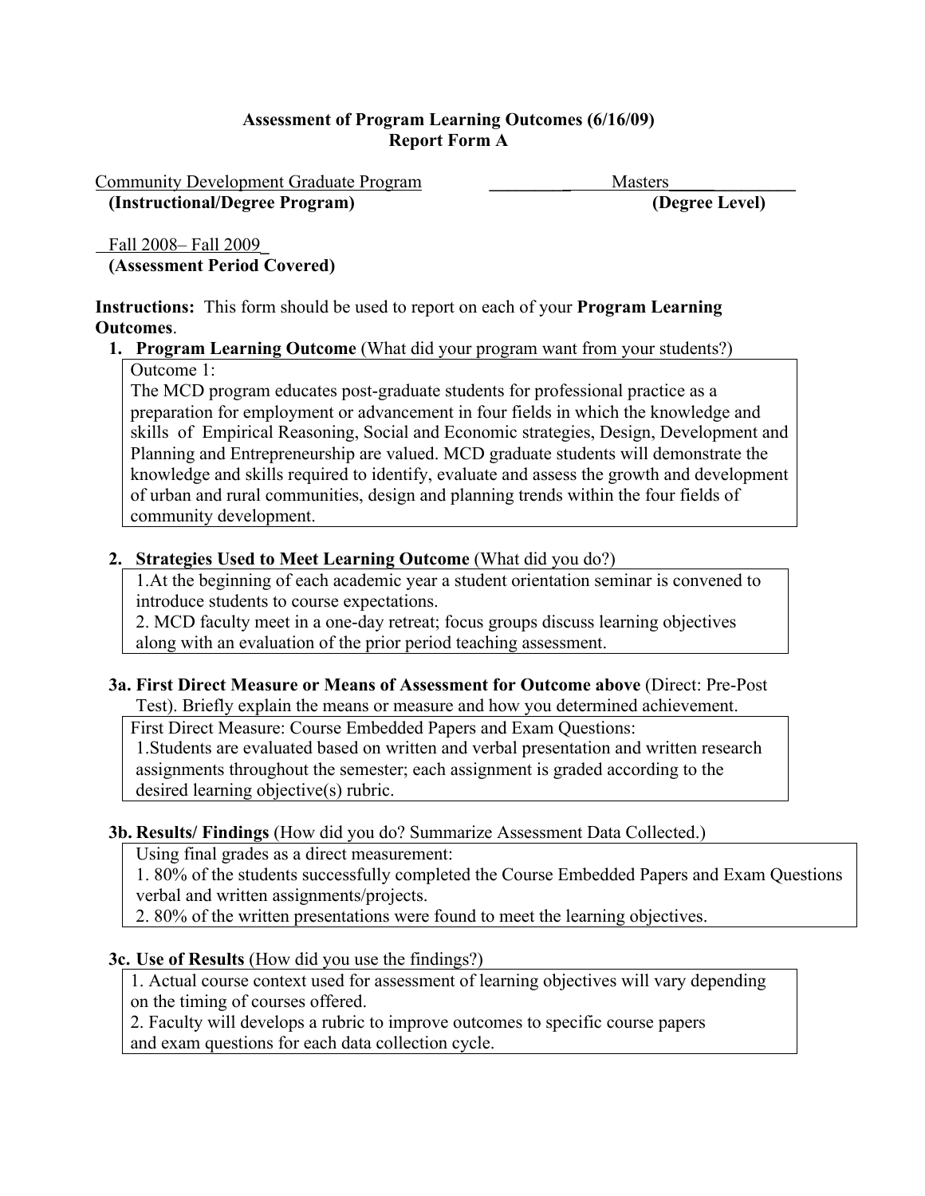**Assessment of Program Learning Outcomes (6/16/09)**
**Report Form A**

Community Development Graduate Program — Masters
**(Instructional/Degree Program)** — **(Degree Level)**

Fall 2008– Fall 2009
**(Assessment Period Covered)**

**Instructions:** This form should be used to report on each of your **Program Learning Outcomes**.

1. **Program Learning Outcome** (What did your program want from your students?)

   Outcome 1:
   The MCD program educates post-graduate students for professional practice as a preparation for employment or advancement in four fields in which the knowledge and skills of Empirical Reasoning, Social and Economic strategies, Design, Development and Planning and Entrepreneurship are valued. MCD graduate students will demonstrate the knowledge and skills required to identify, evaluate and assess the growth and development of urban and rural communities, design and planning trends within the four fields of community development.

2. **Strategies Used to Meet Learning Outcome** (What did you do?)

   1.At the beginning of each academic year a student orientation seminar is convened to introduce students to course expectations.
   2. MCD faculty meet in a one-day retreat; focus groups discuss learning objectives along with an evaluation of the prior period teaching assessment.

**3a. First Direct Measure or Means of Assessment for Outcome above** (Direct: Pre-Post Test). Briefly explain the means or measure and how you determined achievement.

First Direct Measure: Course Embedded Papers and Exam Questions:
1.Students are evaluated based on written and verbal presentation and written research assignments throughout the semester; each assignment is graded according to the desired learning objective(s) rubric.

**3b. Results/ Findings** (How did you do? Summarize Assessment Data Collected.)

Using final grades as a direct measurement:
1. 80% of the students successfully completed the Course Embedded Papers and Exam Questions verbal and written assignments/projects.
2. 80% of the written presentations were found to meet the learning objectives.

**3c. Use of Results** (How did you use the findings?)

1. Actual course context used for assessment of learning objectives will vary depending on the timing of courses offered.
2. Faculty will develops a rubric to improve outcomes to specific course papers and exam questions for each data collection cycle.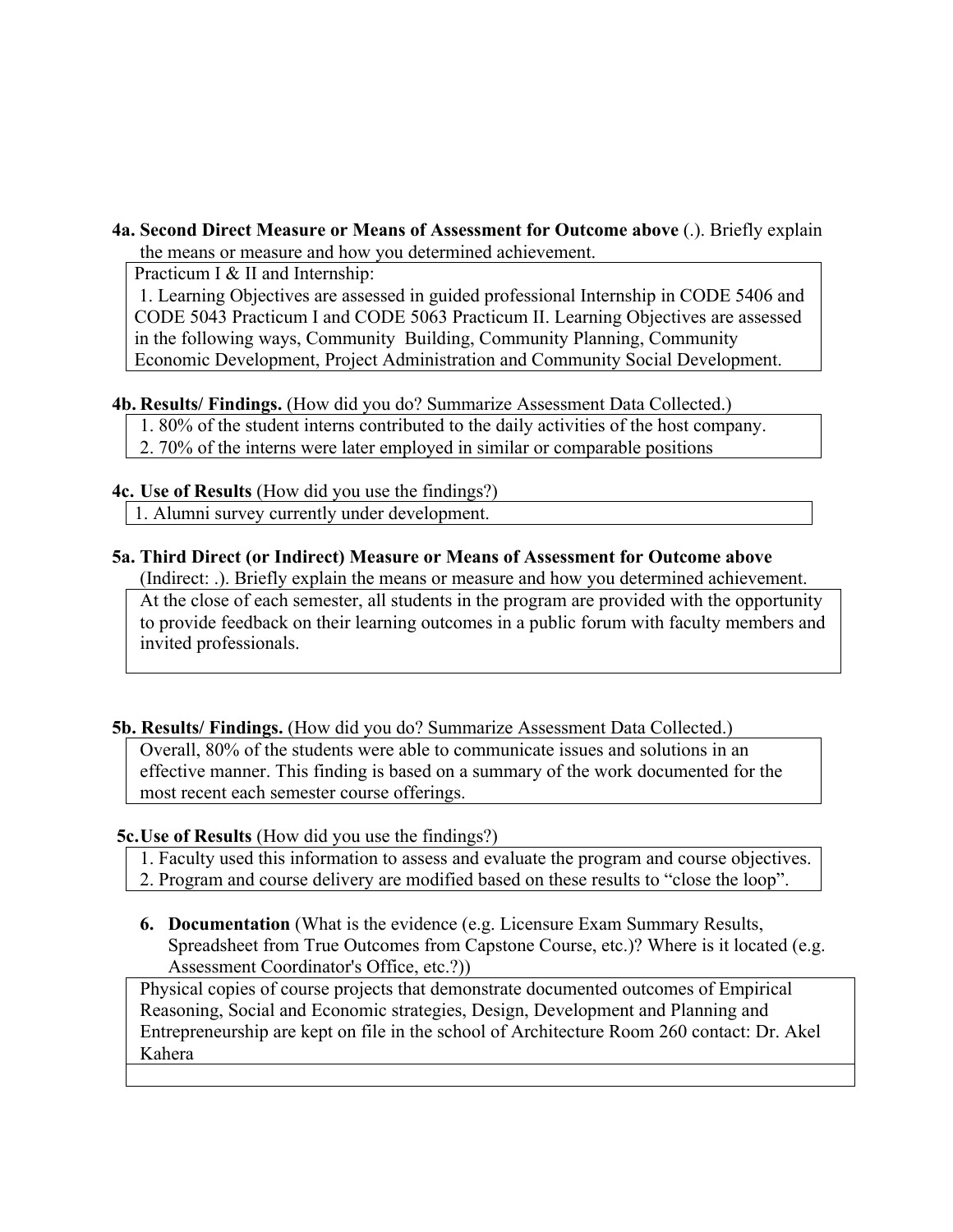**4a. Second Direct Measure or Means of Assessment for Outcome above** (.). Briefly explain the means or measure and how you determined achievement.

Practicum I & II and Internship:

1. Learning Objectives are assessed in guided professional Internship in CODE 5406 and CODE 5043 Practicum I and CODE 5063 Practicum II. Learning Objectives are assessed in the following ways, Community Building, Community Planning, Community Economic Development, Project Administration and Community Social Development.

**4b. Results/ Findings.** (How did you do? Summarize Assessment Data Collected.)

1. 80% of the student interns contributed to the daily activities of the host company.
2. 70% of the interns were later employed in similar or comparable positions

**4c. Use of Results** (How did you use the findings?)

1. Alumni survey currently under development.

**5a. Third Direct (or Indirect) Measure or Means of Assessment for Outcome above** (Indirect: .). Briefly explain the means or measure and how you determined achievement.

At the close of each semester, all students in the program are provided with the opportunity to provide feedback on their learning outcomes in a public forum with faculty members and invited professionals.

**5b. Results/ Findings.** (How did you do? Summarize Assessment Data Collected.)

Overall, 80% of the students were able to communicate issues and solutions in an effective manner. This finding is based on a summary of the work documented for the most recent each semester course offerings.

**5c. Use of Results** (How did you use the findings?)

1. Faculty used this information to assess and evaluate the program and course objectives.
2. Program and course delivery are modified based on these results to "close the loop".

**6. Documentation** (What is the evidence (e.g. Licensure Exam Summary Results, Spreadsheet from True Outcomes from Capstone Course, etc.)? Where is it located (e.g. Assessment Coordinator's Office, etc.?))

Physical copies of course projects that demonstrate documented outcomes of Empirical Reasoning, Social and Economic strategies, Design, Development and Planning and Entrepreneurship are kept on file in the school of Architecture Room 260 contact: Dr. Akel Kahera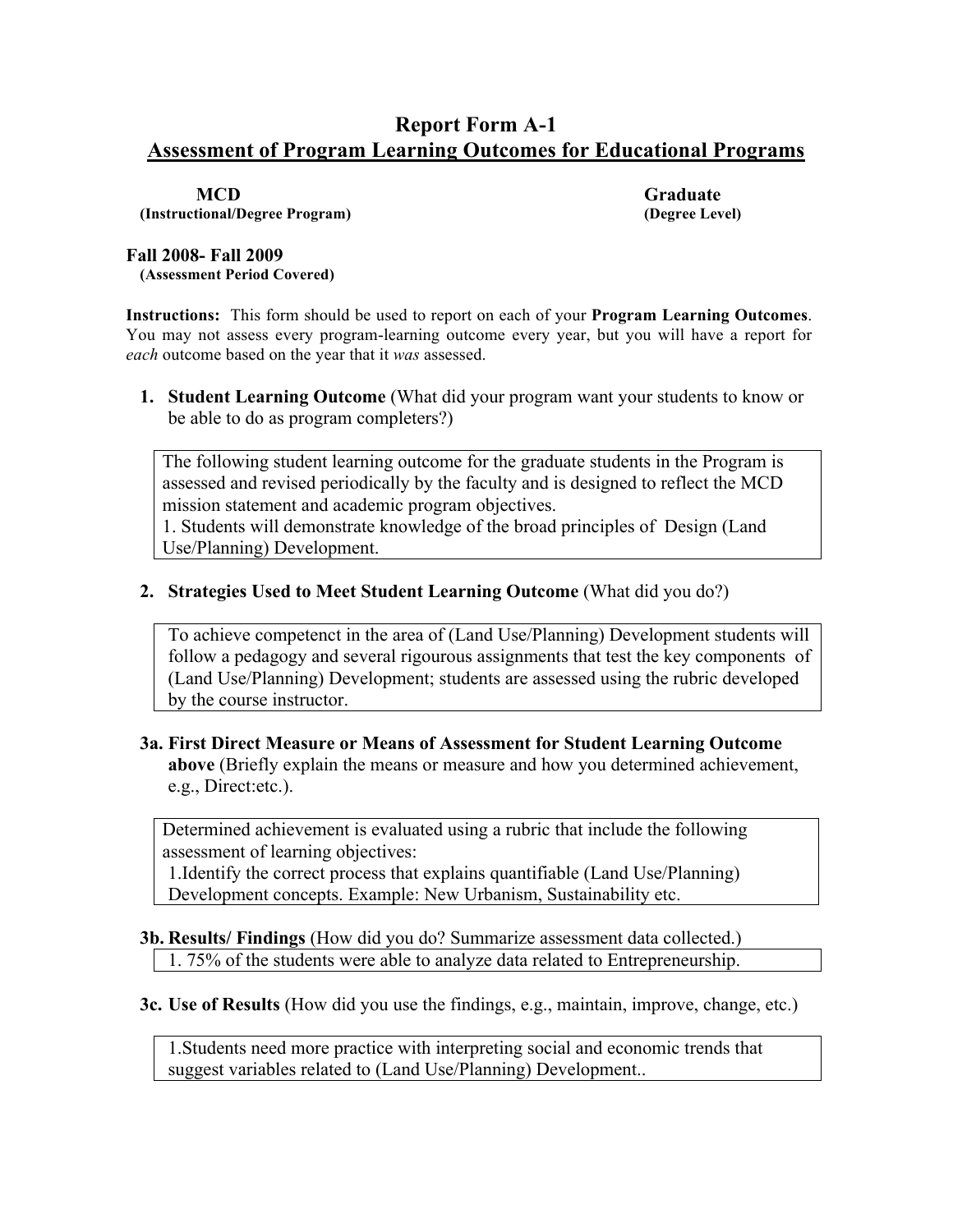# Report Form A-1
## Assessment of Program Learning Outcomes for Educational Programs

**MCD**
**(Instructional/Degree Program)**

**Graduate**
**(Degree Level)**

**Fall 2008- Fall 2009**
**(Assessment Period Covered)**

**Instructions:** This form should be used to report on each of your **Program Learning Outcomes**. You may not assess every program-learning outcome every year, but you will have a report for *each* outcome based on the year that it *was* assessed.

1. **Student Learning Outcome** (What did your program want your students to know or be able to do as program completers?)

The following student learning outcome for the graduate students in the Program is assessed and revised periodically by the faculty and is designed to reflect the MCD mission statement and academic program objectives.
1. Students will demonstrate knowledge of the broad principles of Design (Land Use/Planning) Development.

2. **Strategies Used to Meet Student Learning Outcome** (What did you do?)

To achieve competenct in the area of (Land Use/Planning) Development students will follow a pedagogy and several rigourous assignments that test the key components of (Land Use/Planning) Development; students are assessed using the rubric developed by the course instructor.

**3a. First Direct Measure or Means of Assessment for Student Learning Outcome above** (Briefly explain the means or measure and how you determined achievement, e.g., Direct:etc.).

Determined achievement is evaluated using a rubric that include the following assessment of learning objectives:
1.Identify the correct process that explains quantifiable (Land Use/Planning) Development concepts. Example: New Urbanism, Sustainability etc.

**3b. Results/ Findings** (How did you do? Summarize assessment data collected.)

1. 75% of the students were able to analyze data related to Entrepreneurship.

**3c. Use of Results** (How did you use the findings, e.g., maintain, improve, change, etc.)

1.Students need more practice with interpreting social and economic trends that suggest variables related to (Land Use/Planning) Development..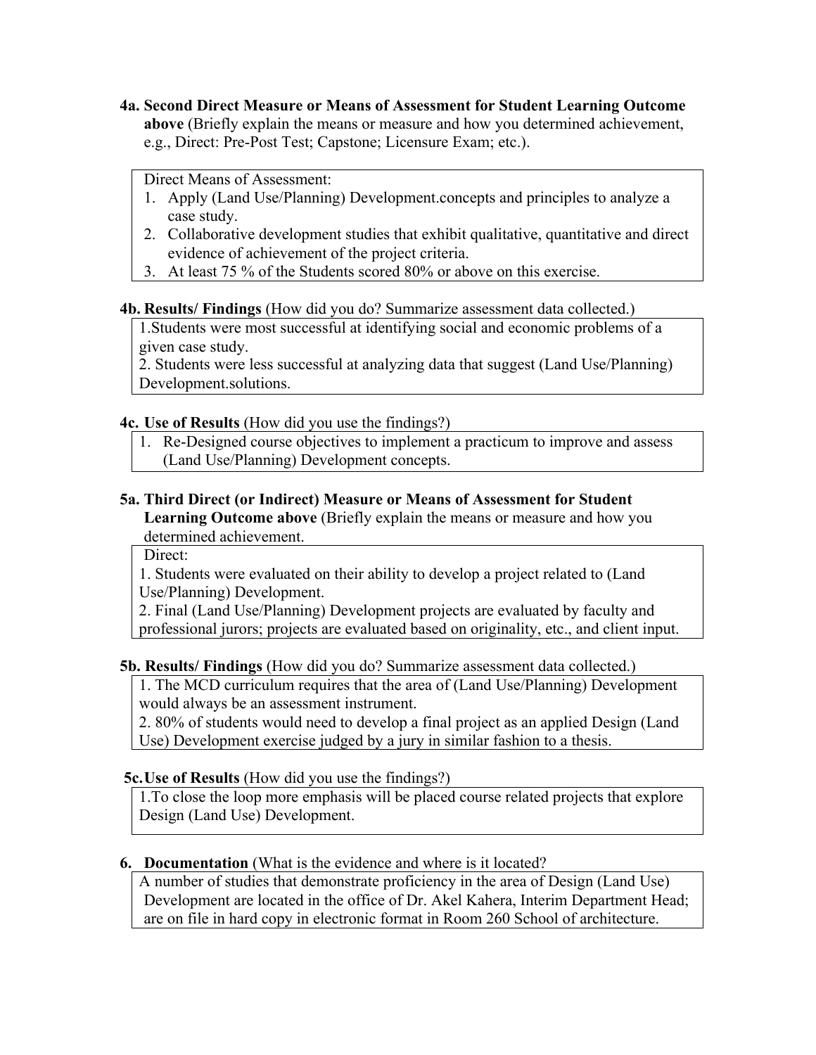**4a. Second Direct Measure or Means of Assessment for Student Learning Outcome above** (Briefly explain the means or measure and how you determined achievement, e.g., Direct: Pre-Post Test; Capstone; Licensure Exam; etc.).

Direct Means of Assessment:

1. Apply (Land Use/Planning) Development.concepts and principles to analyze a case study.
2. Collaborative development studies that exhibit qualitative, quantitative and direct evidence of achievement of the project criteria.
3. At least 75 % of the Students scored 80% or above on this exercise.

**4b. Results/ Findings** (How did you do? Summarize assessment data collected.)

1.Students were most successful at identifying social and economic problems of a given case study.
2. Students were less successful at analyzing data that suggest (Land Use/Planning) Development.solutions.

**4c. Use of Results** (How did you use the findings?)

1. Re-Designed course objectives to implement a practicum to improve and assess (Land Use/Planning) Development concepts.

**5a. Third Direct (or Indirect) Measure or Means of Assessment for Student Learning Outcome above** (Briefly explain the means or measure and how you determined achievement.

Direct:
1. Students were evaluated on their ability to develop a project related to (Land Use/Planning) Development.
2. Final (Land Use/Planning) Development projects are evaluated by faculty and professional jurors; projects are evaluated based on originality, etc., and client input.

**5b. Results/ Findings** (How did you do? Summarize assessment data collected.)

1. The MCD curriculum requires that the area of (Land Use/Planning) Development would always be an assessment instrument.
2. 80% of students would need to develop a final project as an applied Design (Land Use) Development exercise judged by a jury in similar fashion to a thesis.

**5c.Use of Results** (How did you use the findings?)

1.To close the loop more emphasis will be placed course related projects that explore Design (Land Use) Development.

**6. Documentation** (What is the evidence and where is it located?

A number of studies that demonstrate proficiency in the area of Design (Land Use) Development are located in the office of Dr. Akel Kahera, Interim Department Head; are on file in hard copy in electronic format in Room 260 School of architecture.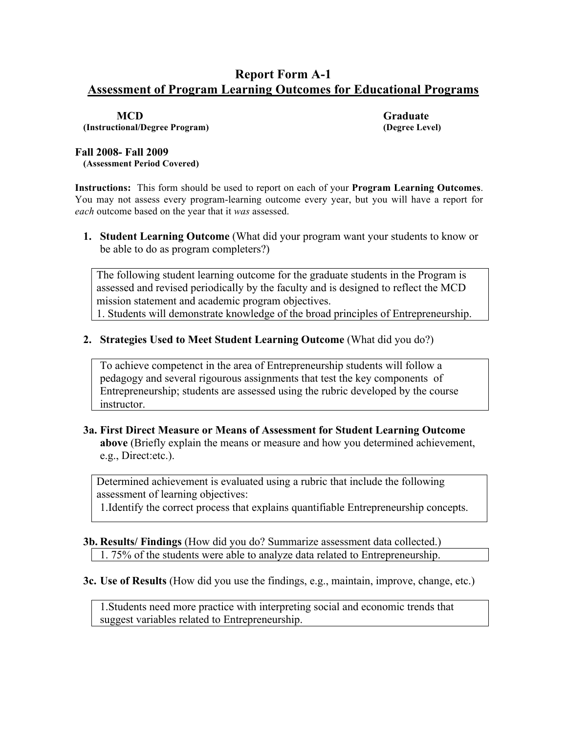# Report Form A-1

## Assessment of Program Learning Outcomes for Educational Programs

**MCD**
**(Instructional/Degree Program)**

**Graduate**
**(Degree Level)**

**Fall 2008- Fall 2009**
**(Assessment Period Covered)**

**Instructions:** This form should be used to report on each of your **Program Learning Outcomes**. You may not assess every program-learning outcome every year, but you will have a report for *each* outcome based on the year that it *was* assessed.

1. **Student Learning Outcome** (What did your program want your students to know or be able to do as program completers?)

> The following student learning outcome for the graduate students in the Program is assessed and revised periodically by the faculty and is designed to reflect the MCD mission statement and academic program objectives.
> 1. Students will demonstrate knowledge of the broad principles of Entrepreneurship.

2. **Strategies Used to Meet Student Learning Outcome** (What did you do?)

> To achieve competenct in the area of Entrepreneurship students will follow a pedagogy and several rigourous assignments that test the key components of Entrepreneurship; students are assessed using the rubric developed by the course instructor.

**3a. First Direct Measure or Means of Assessment for Student Learning Outcome above** (Briefly explain the means or measure and how you determined achievement, e.g., Direct:etc.).

> Determined achievement is evaluated using a rubric that include the following assessment of learning objectives:
> 1.Identify the correct process that explains quantifiable Entrepreneurship concepts.

**3b. Results/ Findings** (How did you do? Summarize assessment data collected.)

> 1. 75% of the students were able to analyze data related to Entrepreneurship.

**3c. Use of Results** (How did you use the findings, e.g., maintain, improve, change, etc.)

> 1.Students need more practice with interpreting social and economic trends that suggest variables related to Entrepreneurship.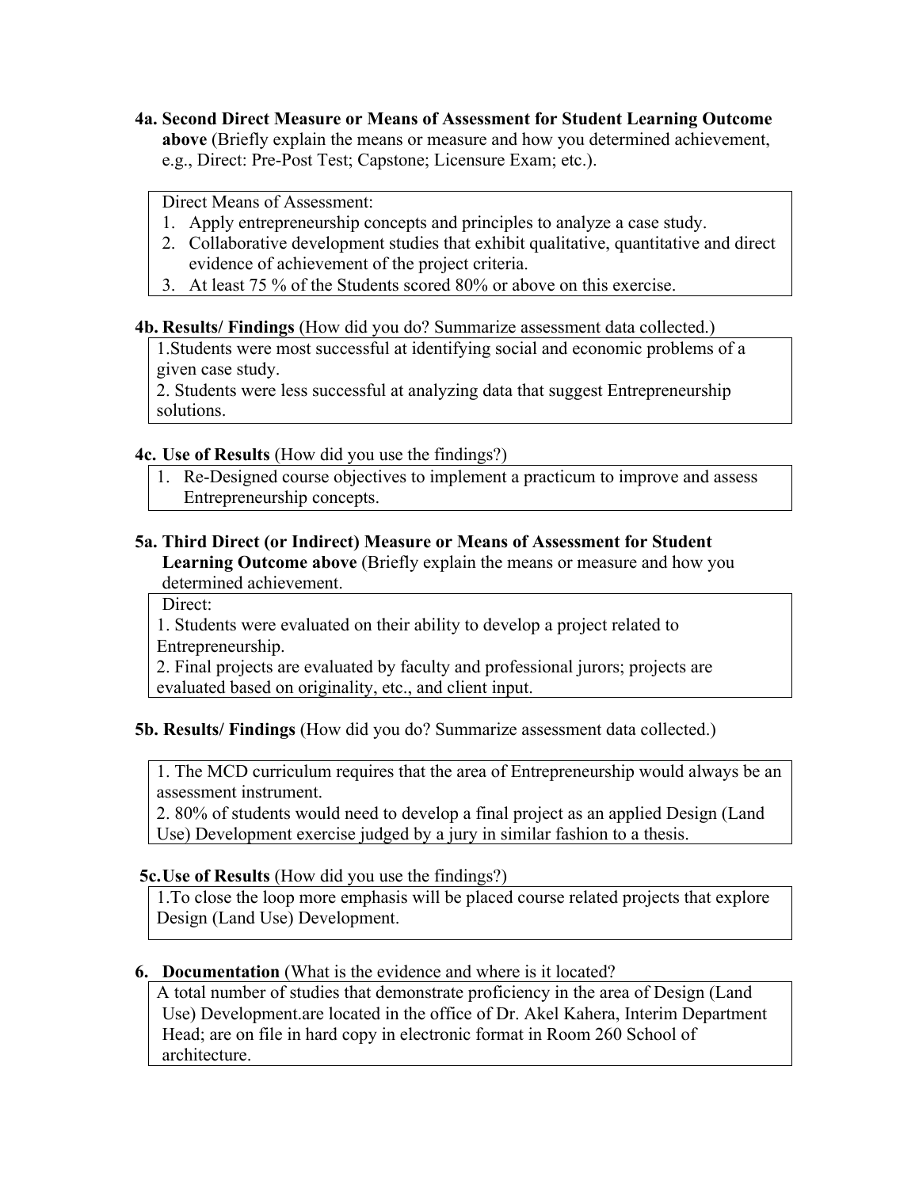**4a. Second Direct Measure or Means of Assessment for Student Learning Outcome above** (Briefly explain the means or measure and how you determined achievement, e.g., Direct: Pre-Post Test; Capstone; Licensure Exam; etc.).

Direct Means of Assessment:

1. Apply entrepreneurship concepts and principles to analyze a case study.
2. Collaborative development studies that exhibit qualitative, quantitative and direct evidence of achievement of the project criteria.
3. At least 75 % of the Students scored 80% or above on this exercise.

**4b. Results/ Findings** (How did you do? Summarize assessment data collected.)

1.Students were most successful at identifying social and economic problems of a given case study.
2. Students were less successful at analyzing data that suggest Entrepreneurship solutions.

**4c. Use of Results** (How did you use the findings?)

1. Re-Designed course objectives to implement a practicum to improve and assess Entrepreneurship concepts.

**5a. Third Direct (or Indirect) Measure or Means of Assessment for Student Learning Outcome above** (Briefly explain the means or measure and how you determined achievement.

Direct:
1. Students were evaluated on their ability to develop a project related to Entrepreneurship.
2. Final projects are evaluated by faculty and professional jurors; projects are evaluated based on originality, etc., and client input.

**5b. Results/ Findings** (How did you do? Summarize assessment data collected.)

1. The MCD curriculum requires that the area of Entrepreneurship would always be an assessment instrument.
2. 80% of students would need to develop a final project as an applied Design (Land Use) Development exercise judged by a jury in similar fashion to a thesis.

**5c. Use of Results** (How did you use the findings?)

1.To close the loop more emphasis will be placed course related projects that explore Design (Land Use) Development.

**6. Documentation** (What is the evidence and where is it located?

A total number of studies that demonstrate proficiency in the area of Design (Land Use) Development.are located in the office of Dr. Akel Kahera, Interim Department Head; are on file in hard copy in electronic format in Room 260 School of architecture.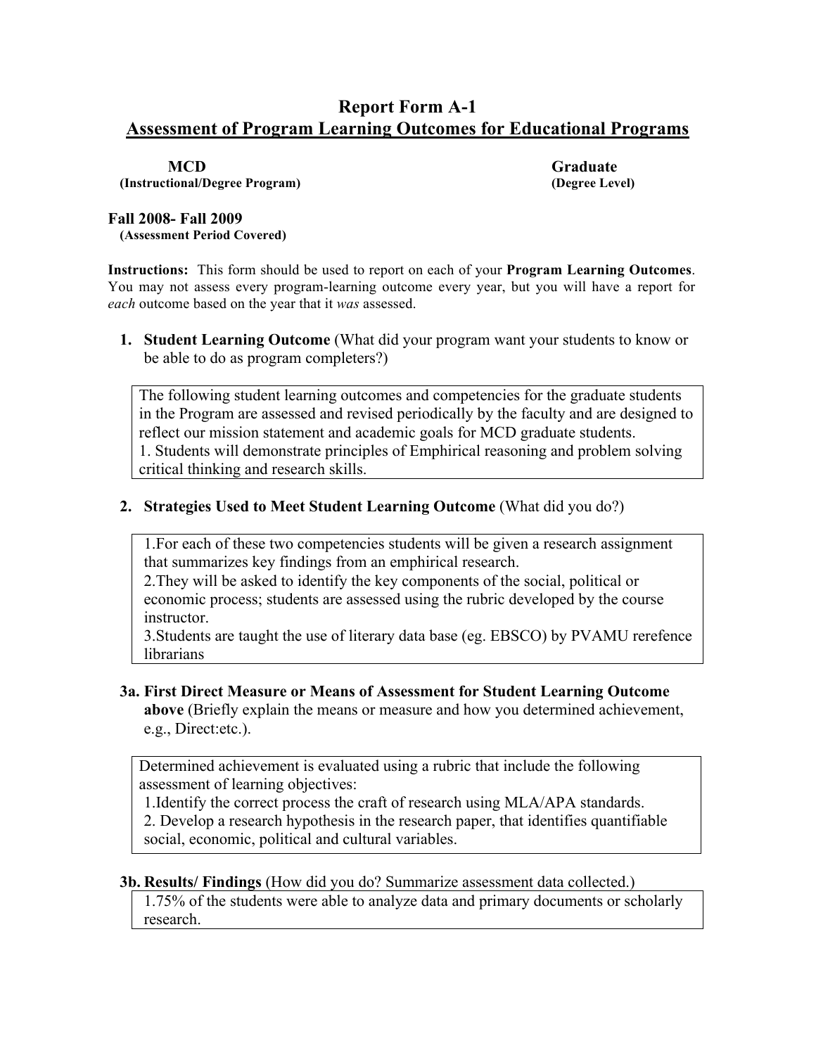# Report Form A-1

## Assessment of Program Learning Outcomes for Educational Programs

**MCD**
**(Instructional/Degree Program)**

**Graduate**
**(Degree Level)**

**Fall 2008- Fall 2009**
**(Assessment Period Covered)**

**Instructions:** This form should be used to report on each of your **Program Learning Outcomes**. You may not assess every program-learning outcome every year, but you will have a report for *each* outcome based on the year that it *was* assessed.

1. **Student Learning Outcome** (What did your program want your students to know or be able to do as program completers?)

> The following student learning outcomes and competencies for the graduate students in the Program are assessed and revised periodically by the faculty and are designed to reflect our mission statement and academic goals for MCD graduate students.
> 1. Students will demonstrate principles of Emphirical reasoning and problem solving critical thinking and research skills.

2. **Strategies Used to Meet Student Learning Outcome** (What did you do?)

> 1.For each of these two competencies students will be given a research assignment that summarizes key findings from an emphirical research.
> 2.They will be asked to identify the key components of the social, political or economic process; students are assessed using the rubric developed by the course instructor.
> 3.Students are taught the use of literary data base (eg. EBSCO) by PVAMU rerefence librarians

**3a. First Direct Measure or Means of Assessment for Student Learning Outcome above** (Briefly explain the means or measure and how you determined achievement, e.g., Direct:etc.).

> Determined achievement is evaluated using a rubric that include the following assessment of learning objectives:
> 1.Identify the correct process the craft of research using MLA/APA standards.
> 2. Develop a research hypothesis in the research paper, that identifies quantifiable social, economic, political and cultural variables.

**3b. Results/ Findings** (How did you do? Summarize assessment data collected.)

> 1.75% of the students were able to analyze data and primary documents or scholarly research.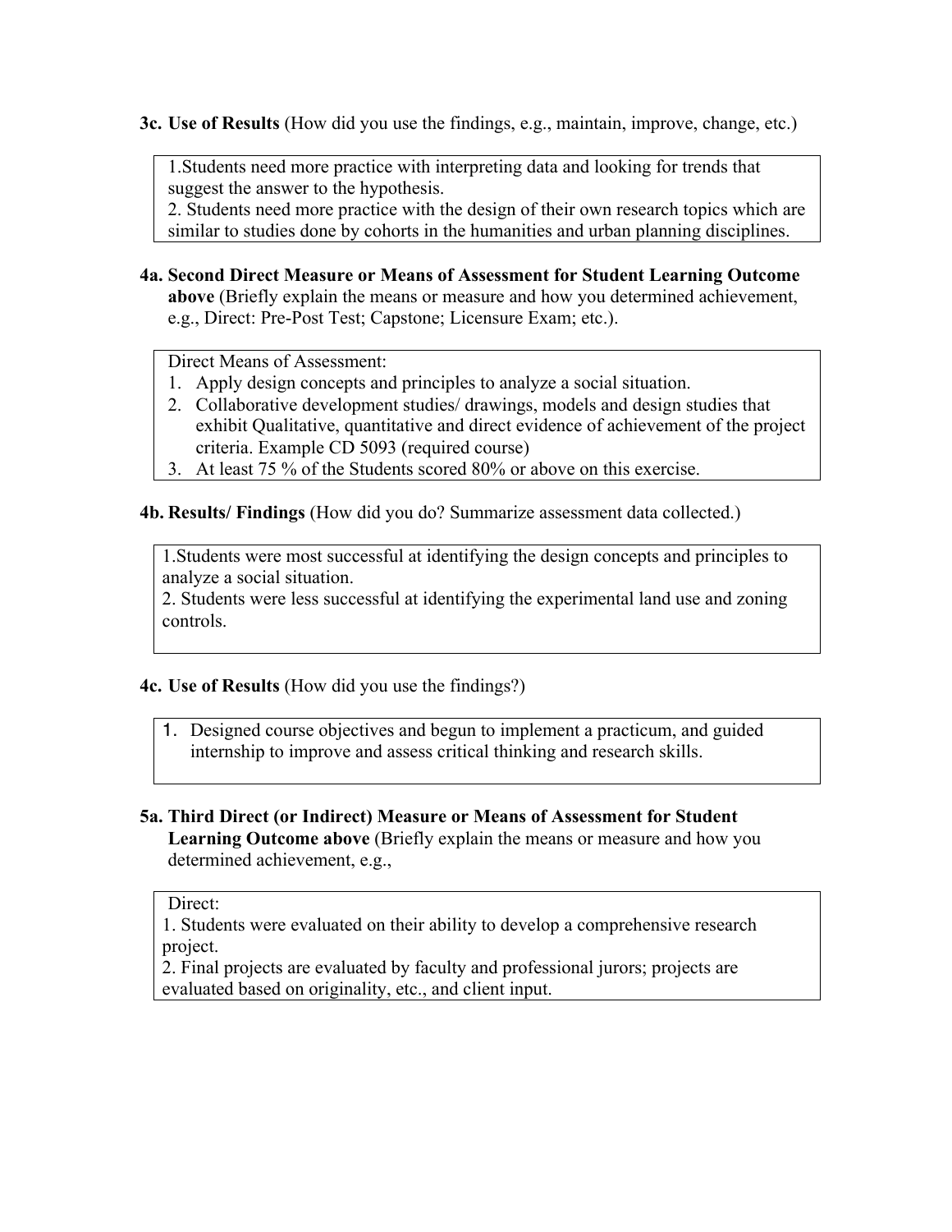**3c. Use of Results** (How did you use the findings, e.g., maintain, improve, change, etc.)

1.Students need more practice with interpreting data and looking for trends that suggest the answer to the hypothesis.
2. Students need more practice with the design of their own research topics which are similar to studies done by cohorts in the humanities and urban planning disciplines.

**4a. Second Direct Measure or Means of Assessment for Student Learning Outcome above** (Briefly explain the means or measure and how you determined achievement, e.g., Direct: Pre-Post Test; Capstone; Licensure Exam; etc.).

Direct Means of Assessment:

1. Apply design concepts and principles to analyze a social situation.
2. Collaborative development studies/ drawings, models and design studies that exhibit Qualitative, quantitative and direct evidence of achievement of the project criteria. Example CD 5093 (required course)
3. At least 75 % of the Students scored 80% or above on this exercise.

**4b. Results/ Findings** (How did you do? Summarize assessment data collected.)

1.Students were most successful at identifying the design concepts and principles to analyze a social situation.
2. Students were less successful at identifying the experimental land use and zoning controls.

**4c. Use of Results** (How did you use the findings?)

1. Designed course objectives and begun to implement a practicum, and guided internship to improve and assess critical thinking and research skills.

**5a. Third Direct (or Indirect) Measure or Means of Assessment for Student Learning Outcome above** (Briefly explain the means or measure and how you determined achievement, e.g.,

Direct:
1. Students were evaluated on their ability to develop a comprehensive research project.
2. Final projects are evaluated by faculty and professional jurors; projects are evaluated based on originality, etc., and client input.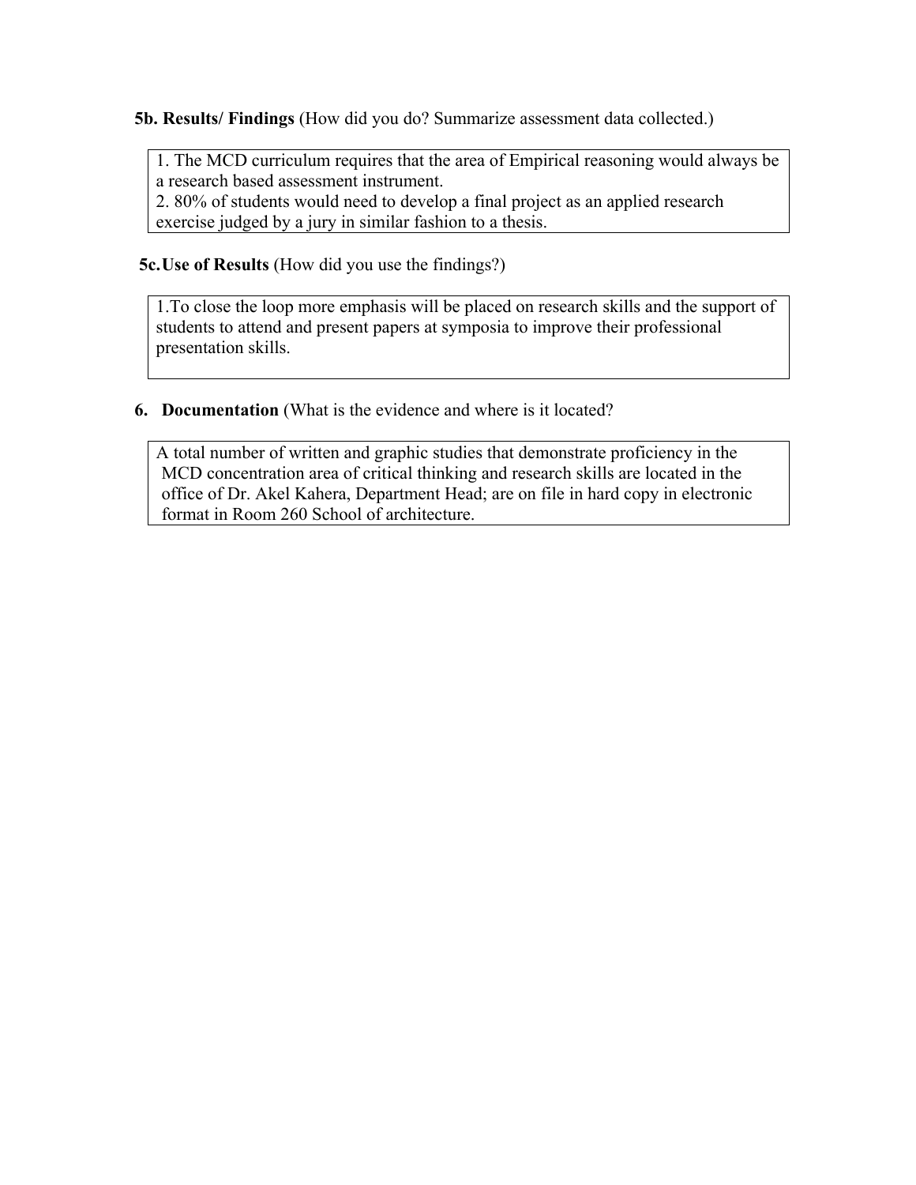**5b. Results/ Findings** (How did you do? Summarize assessment data collected.)

1. The MCD curriculum requires that the area of Empirical reasoning would always be a research based assessment instrument.
2. 80% of students would need to develop a final project as an applied research exercise judged by a jury in similar fashion to a thesis.

**5c. Use of Results** (How did you use the findings?)

1.To close the loop more emphasis will be placed on research skills and the support of students to attend and present papers at symposia to improve their professional presentation skills.

**6. Documentation** (What is the evidence and where is it located?

A total number of written and graphic studies that demonstrate proficiency in the MCD concentration area of critical thinking and research skills are located in the office of Dr. Akel Kahera, Department Head; are on file in hard copy in electronic format in Room 260 School of architecture.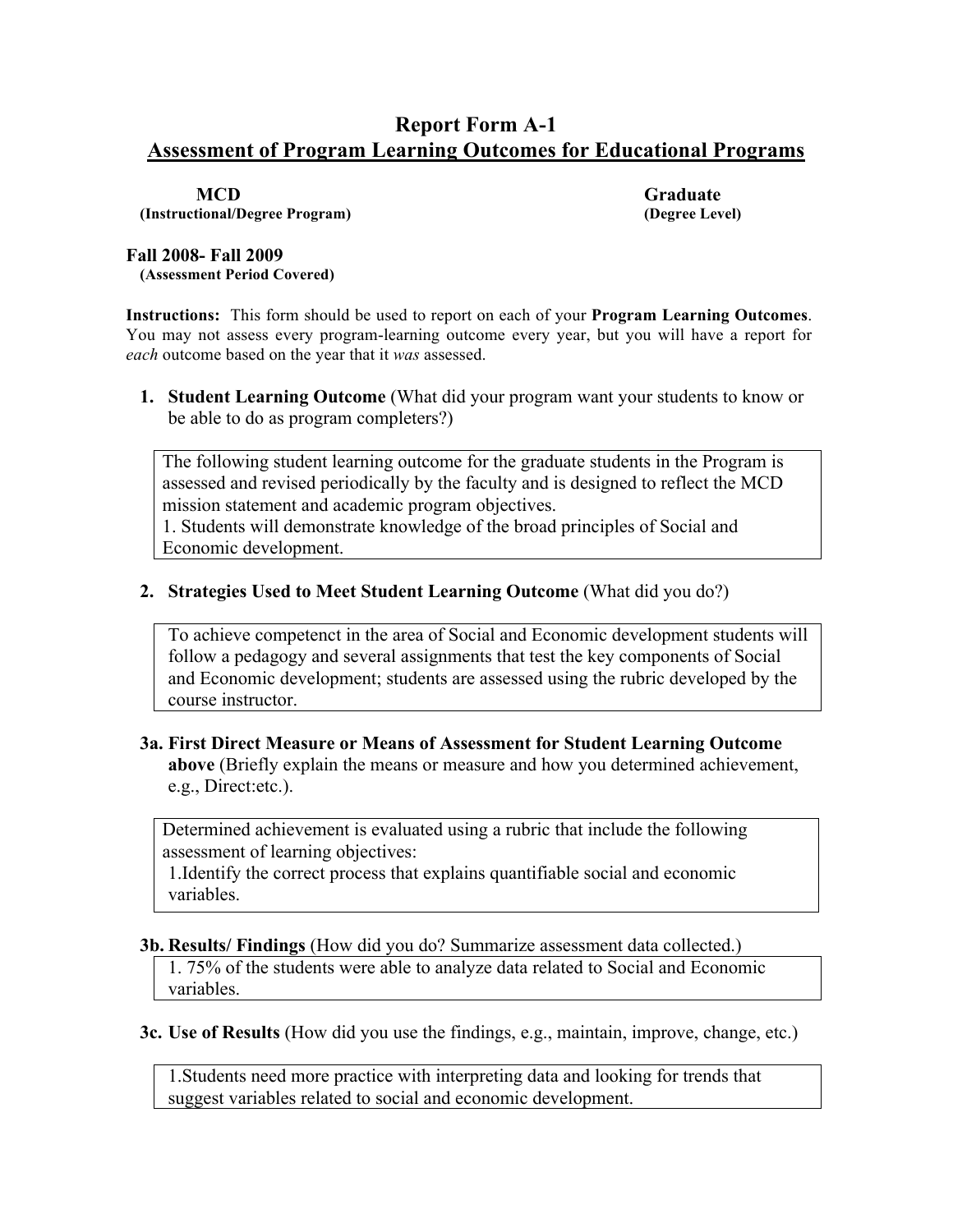# Report Form A-1

## Assessment of Program Learning Outcomes for Educational Programs

**MCD**
**(Instructional/Degree Program)**

**Graduate**
**(Degree Level)**

**Fall 2008- Fall 2009**
**(Assessment Period Covered)**

**Instructions:** This form should be used to report on each of your **Program Learning Outcomes**. You may not assess every program-learning outcome every year, but you will have a report for *each* outcome based on the year that it *was* assessed.

1. **Student Learning Outcome** (What did your program want your students to know or be able to do as program completers?)

> The following student learning outcome for the graduate students in the Program is assessed and revised periodically by the faculty and is designed to reflect the MCD mission statement and academic program objectives.
> 1. Students will demonstrate knowledge of the broad principles of Social and Economic development.

2. **Strategies Used to Meet Student Learning Outcome** (What did you do?)

> To achieve competenct in the area of Social and Economic development students will follow a pedagogy and several assignments that test the key components of Social and Economic development; students are assessed using the rubric developed by the course instructor.

**3a. First Direct Measure or Means of Assessment for Student Learning Outcome above** (Briefly explain the means or measure and how you determined achievement, e.g., Direct:etc.).

> Determined achievement is evaluated using a rubric that include the following assessment of learning objectives:
> 1.Identify the correct process that explains quantifiable social and economic variables.

**3b. Results/ Findings** (How did you do? Summarize assessment data collected.)

> 1. 75% of the students were able to analyze data related to Social and Economic variables.

**3c. Use of Results** (How did you use the findings, e.g., maintain, improve, change, etc.)

> 1.Students need more practice with interpreting data and looking for trends that suggest variables related to social and economic development.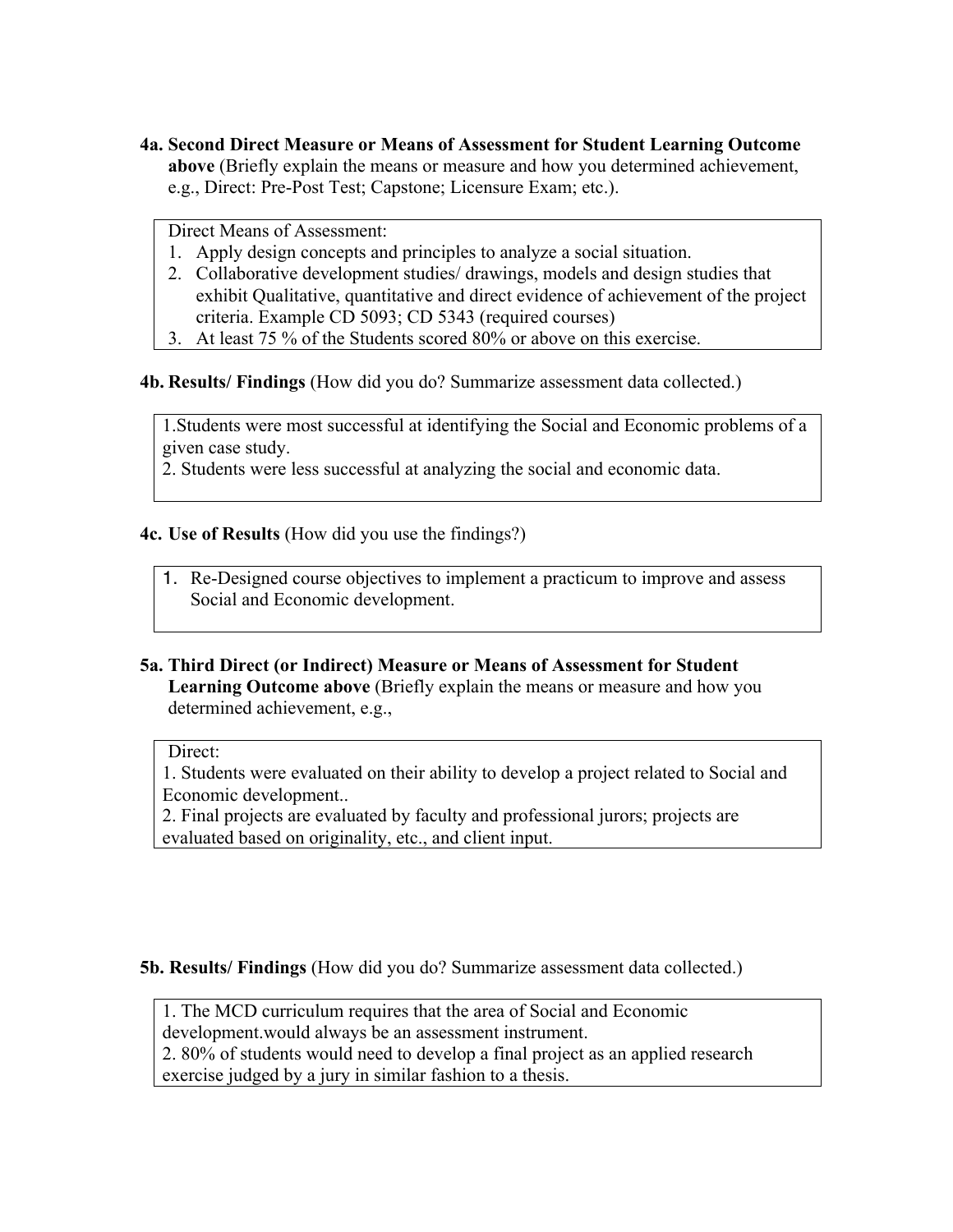**4a. Second Direct Measure or Means of Assessment for Student Learning Outcome above** (Briefly explain the means or measure and how you determined achievement, e.g., Direct: Pre-Post Test; Capstone; Licensure Exam; etc.).

Direct Means of Assessment:

1. Apply design concepts and principles to analyze a social situation.
2. Collaborative development studies/ drawings, models and design studies that exhibit Qualitative, quantitative and direct evidence of achievement of the project criteria. Example CD 5093; CD 5343 (required courses)
3. At least 75 % of the Students scored 80% or above on this exercise.

**4b. Results/ Findings** (How did you do? Summarize assessment data collected.)

1.Students were most successful at identifying the Social and Economic problems of a given case study.
2. Students were less successful at analyzing the social and economic data.

**4c. Use of Results** (How did you use the findings?)

1. Re-Designed course objectives to implement a practicum to improve and assess Social and Economic development.

**5a. Third Direct (or Indirect) Measure or Means of Assessment for Student Learning Outcome above** (Briefly explain the means or measure and how you determined achievement, e.g.,

Direct:
1. Students were evaluated on their ability to develop a project related to Social and Economic development..
2. Final projects are evaluated by faculty and professional jurors; projects are evaluated based on originality, etc., and client input.

**5b. Results/ Findings** (How did you do? Summarize assessment data collected.)

1. The MCD curriculum requires that the area of Social and Economic development.would always be an assessment instrument.
2. 80% of students would need to develop a final project as an applied research exercise judged by a jury in similar fashion to a thesis.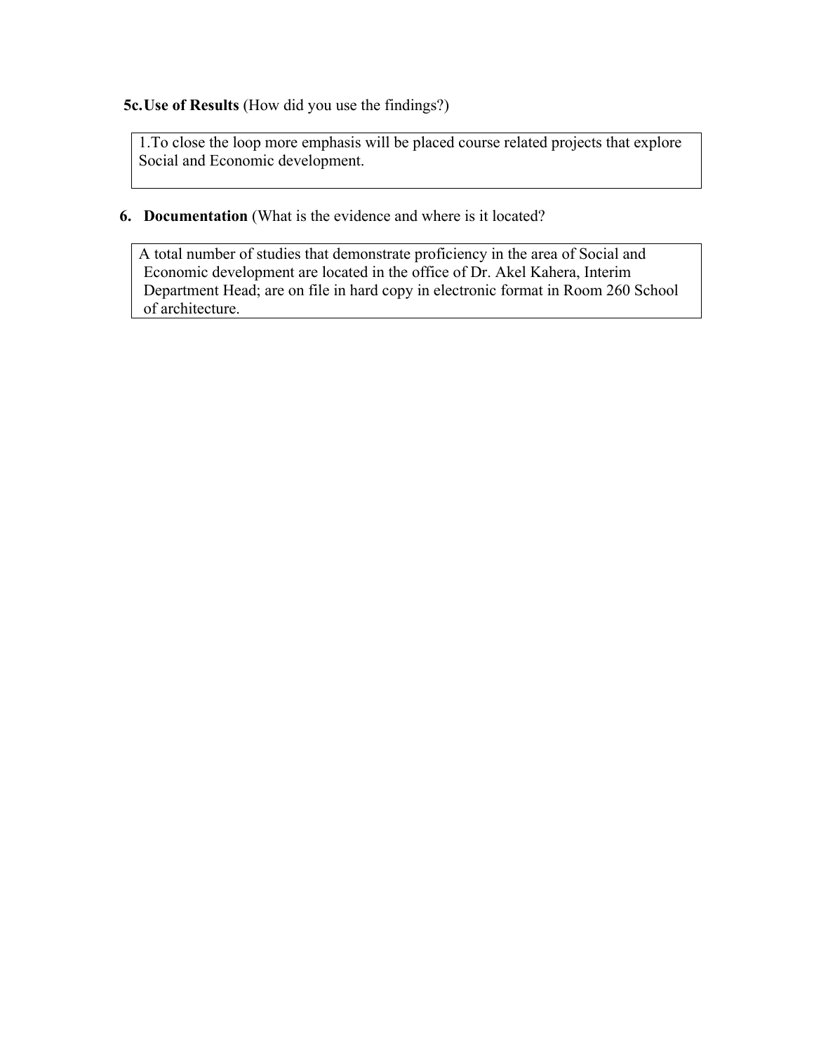**5c. Use of Results** (How did you use the findings?)

| |
|---|
| 1.To close the loop more emphasis will be placed course related projects that explore Social and Economic development. |

**6. Documentation** (What is the evidence and where is it located?

| |
|---|
| A total number of studies that demonstrate proficiency in the area of Social and Economic development are located in the office of Dr. Akel Kahera, Interim Department Head; are on file in hard copy in electronic format in Room 260 School of architecture. |